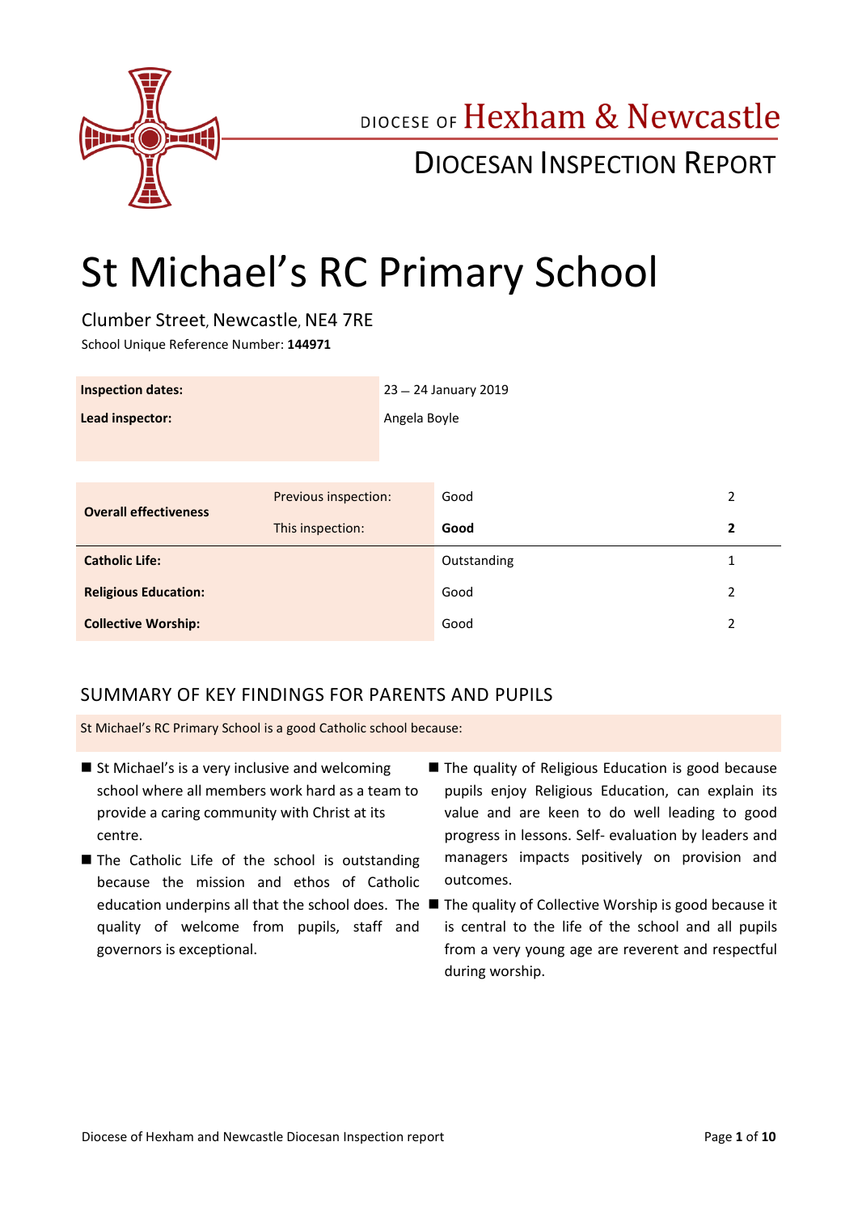DIOCESE OF Hexham & Newcastle

DIOCESAN INSPECTION REPORT

# St Michael's RC Primary School

Clumber Street, Newcastle, NE4 7RE

School Unique Reference Number: **144971**

| | |
|---|---|
| **Inspection dates:** | 23 – 24 January 2019 |
| **Lead inspector:** | Angela Boyle |

| | | | |
|---|---|---|---|
| **Overall effectiveness** | Previous inspection: | Good | 2 |
| | This inspection: | **Good** | **2** |
| **Catholic Life:** | | Outstanding | 1 |
| **Religious Education:** | | Good | 2 |
| **Collective Worship:** | | Good | 2 |

## SUMMARY OF KEY FINDINGS FOR PARENTS AND PUPILS

St Michael's RC Primary School is a good Catholic school because:

- St Michael's is a very inclusive and welcoming school where all members work hard as a team to provide a caring community with Christ at its centre.
- The Catholic Life of the school is outstanding because the mission and ethos of Catholic education underpins all that the school does. The quality of welcome from pupils, staff and governors is exceptional.
- The quality of Religious Education is good because pupils enjoy Religious Education, can explain its value and are keen to do well leading to good progress in lessons. Self- evaluation by leaders and managers impacts positively on provision and outcomes.
- The quality of Collective Worship is good because it is central to the life of the school and all pupils from a very young age are reverent and respectful during worship.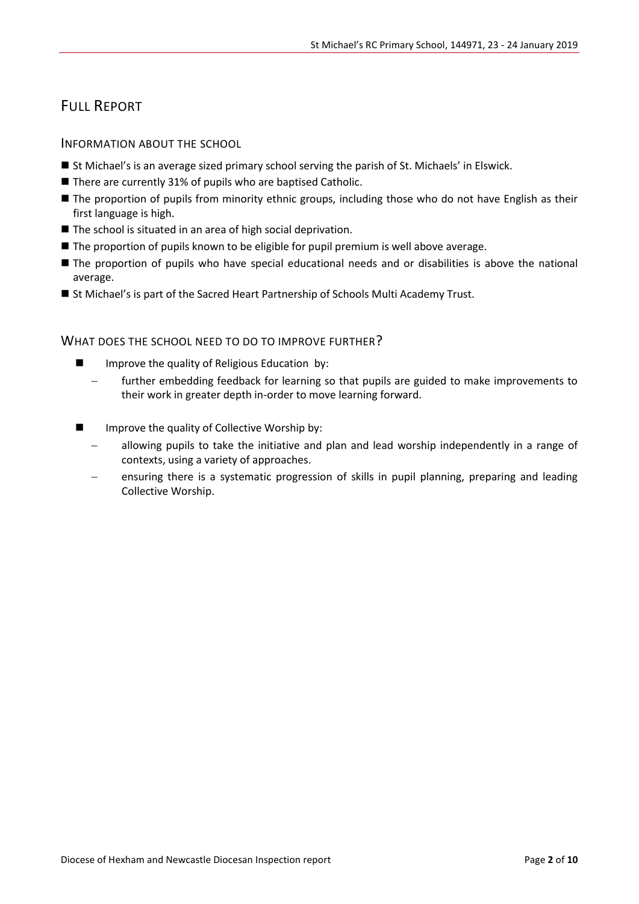# Full Report

## Information about the school

- St Michael's is an average sized primary school serving the parish of St. Michaels' in Elswick.
- There are currently 31% of pupils who are baptised Catholic.
- The proportion of pupils from minority ethnic groups, including those who do not have English as their first language is high.
- The school is situated in an area of high social deprivation.
- The proportion of pupils known to be eligible for pupil premium is well above average.
- The proportion of pupils who have special educational needs and or disabilities is above the national average.
- St Michael's is part of the Sacred Heart Partnership of Schools Multi Academy Trust.

## What does the school need to do to improve further?

- Improve the quality of Religious Education by:
  - further embedding feedback for learning so that pupils are guided to make improvements to their work in greater depth in-order to move learning forward.
- Improve the quality of Collective Worship by:
  - allowing pupils to take the initiative and plan and lead worship independently in a range of contexts, using a variety of approaches.
  - ensuring there is a systematic progression of skills in pupil planning, preparing and leading Collective Worship.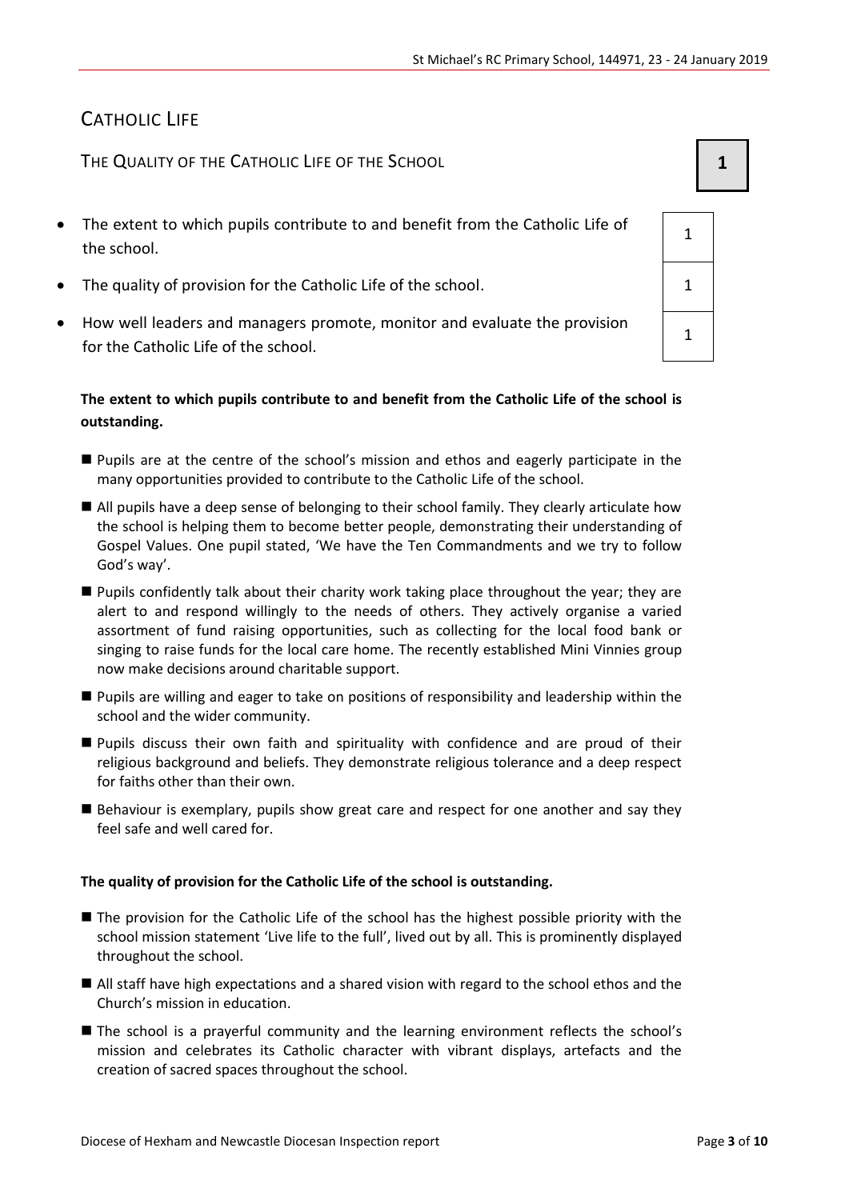# Catholic Life

## The Quality of the Catholic Life of the School

**1**

| | |
|---|---|
| The extent to which pupils contribute to and benefit from the Catholic Life of the school. | 1 |
| The quality of provision for the Catholic Life of the school. | 1 |
| How well leaders and managers promote, monitor and evaluate the provision for the Catholic Life of the school. | 1 |

**The extent to which pupils contribute to and benefit from the Catholic Life of the school is outstanding.**

- Pupils are at the centre of the school's mission and ethos and eagerly participate in the many opportunities provided to contribute to the Catholic Life of the school.
- All pupils have a deep sense of belonging to their school family. They clearly articulate how the school is helping them to become better people, demonstrating their understanding of Gospel Values. One pupil stated, 'We have the Ten Commandments and we try to follow God's way'.
- Pupils confidently talk about their charity work taking place throughout the year; they are alert to and respond willingly to the needs of others. They actively organise a varied assortment of fund raising opportunities, such as collecting for the local food bank or singing to raise funds for the local care home. The recently established Mini Vinnies group now make decisions around charitable support.
- Pupils are willing and eager to take on positions of responsibility and leadership within the school and the wider community.
- Pupils discuss their own faith and spirituality with confidence and are proud of their religious background and beliefs. They demonstrate religious tolerance and a deep respect for faiths other than their own.
- Behaviour is exemplary, pupils show great care and respect for one another and say they feel safe and well cared for.

**The quality of provision for the Catholic Life of the school is outstanding.**

- The provision for the Catholic Life of the school has the highest possible priority with the school mission statement 'Live life to the full', lived out by all. This is prominently displayed throughout the school.
- All staff have high expectations and a shared vision with regard to the school ethos and the Church's mission in education.
- The school is a prayerful community and the learning environment reflects the school's mission and celebrates its Catholic character with vibrant displays, artefacts and the creation of sacred spaces throughout the school.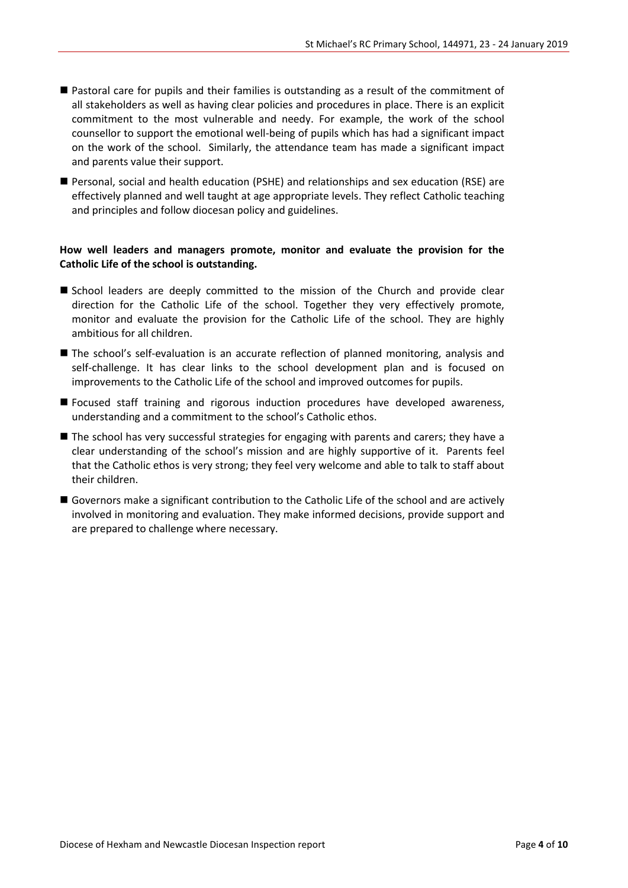- Pastoral care for pupils and their families is outstanding as a result of the commitment of all stakeholders as well as having clear policies and procedures in place. There is an explicit commitment to the most vulnerable and needy. For example, the work of the school counsellor to support the emotional well-being of pupils which has had a significant impact on the work of the school. Similarly, the attendance team has made a significant impact and parents value their support.
- Personal, social and health education (PSHE) and relationships and sex education (RSE) are effectively planned and well taught at age appropriate levels. They reflect Catholic teaching and principles and follow diocesan policy and guidelines.

**How well leaders and managers promote, monitor and evaluate the provision for the Catholic Life of the school is outstanding.**

- School leaders are deeply committed to the mission of the Church and provide clear direction for the Catholic Life of the school. Together they very effectively promote, monitor and evaluate the provision for the Catholic Life of the school. They are highly ambitious for all children.
- The school's self-evaluation is an accurate reflection of planned monitoring, analysis and self-challenge. It has clear links to the school development plan and is focused on improvements to the Catholic Life of the school and improved outcomes for pupils.
- Focused staff training and rigorous induction procedures have developed awareness, understanding and a commitment to the school's Catholic ethos.
- The school has very successful strategies for engaging with parents and carers; they have a clear understanding of the school's mission and are highly supportive of it. Parents feel that the Catholic ethos is very strong; they feel very welcome and able to talk to staff about their children.
- Governors make a significant contribution to the Catholic Life of the school and are actively involved in monitoring and evaluation. They make informed decisions, provide support and are prepared to challenge where necessary.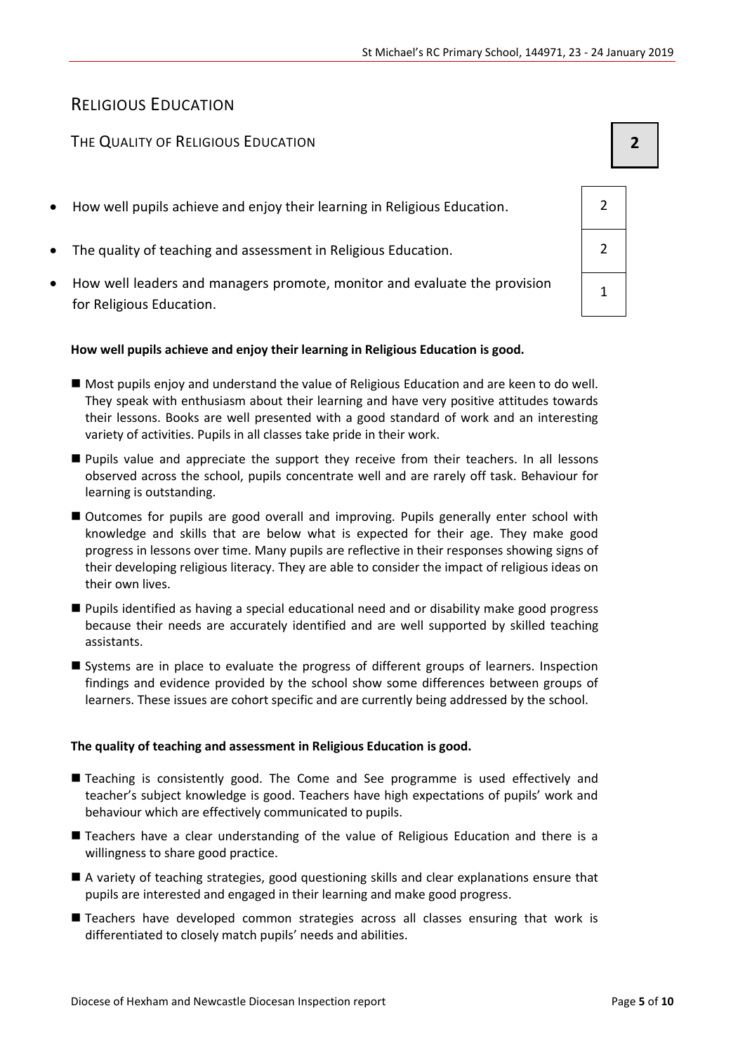# Religious Education

## The Quality of Religious Education

| | Grade |
|---|---|
| **The Quality of Religious Education** | **2** |
| How well pupils achieve and enjoy their learning in Religious Education. | 2 |
| The quality of teaching and assessment in Religious Education. | 2 |
| How well leaders and managers promote, monitor and evaluate the provision for Religious Education. | 1 |

**How well pupils achieve and enjoy their learning in Religious Education is good.**

- Most pupils enjoy and understand the value of Religious Education and are keen to do well. They speak with enthusiasm about their learning and have very positive attitudes towards their lessons. Books are well presented with a good standard of work and an interesting variety of activities. Pupils in all classes take pride in their work.
- Pupils value and appreciate the support they receive from their teachers. In all lessons observed across the school, pupils concentrate well and are rarely off task. Behaviour for learning is outstanding.
- Outcomes for pupils are good overall and improving. Pupils generally enter school with knowledge and skills that are below what is expected for their age. They make good progress in lessons over time. Many pupils are reflective in their responses showing signs of their developing religious literacy. They are able to consider the impact of religious ideas on their own lives.
- Pupils identified as having a special educational need and or disability make good progress because their needs are accurately identified and are well supported by skilled teaching assistants.
- Systems are in place to evaluate the progress of different groups of learners. Inspection findings and evidence provided by the school show some differences between groups of learners. These issues are cohort specific and are currently being addressed by the school.

**The quality of teaching and assessment in Religious Education is good.**

- Teaching is consistently good. The Come and See programme is used effectively and teacher's subject knowledge is good. Teachers have high expectations of pupils' work and behaviour which are effectively communicated to pupils.
- Teachers have a clear understanding of the value of Religious Education and there is a willingness to share good practice.
- A variety of teaching strategies, good questioning skills and clear explanations ensure that pupils are interested and engaged in their learning and make good progress.
- Teachers have developed common strategies across all classes ensuring that work is differentiated to closely match pupils' needs and abilities.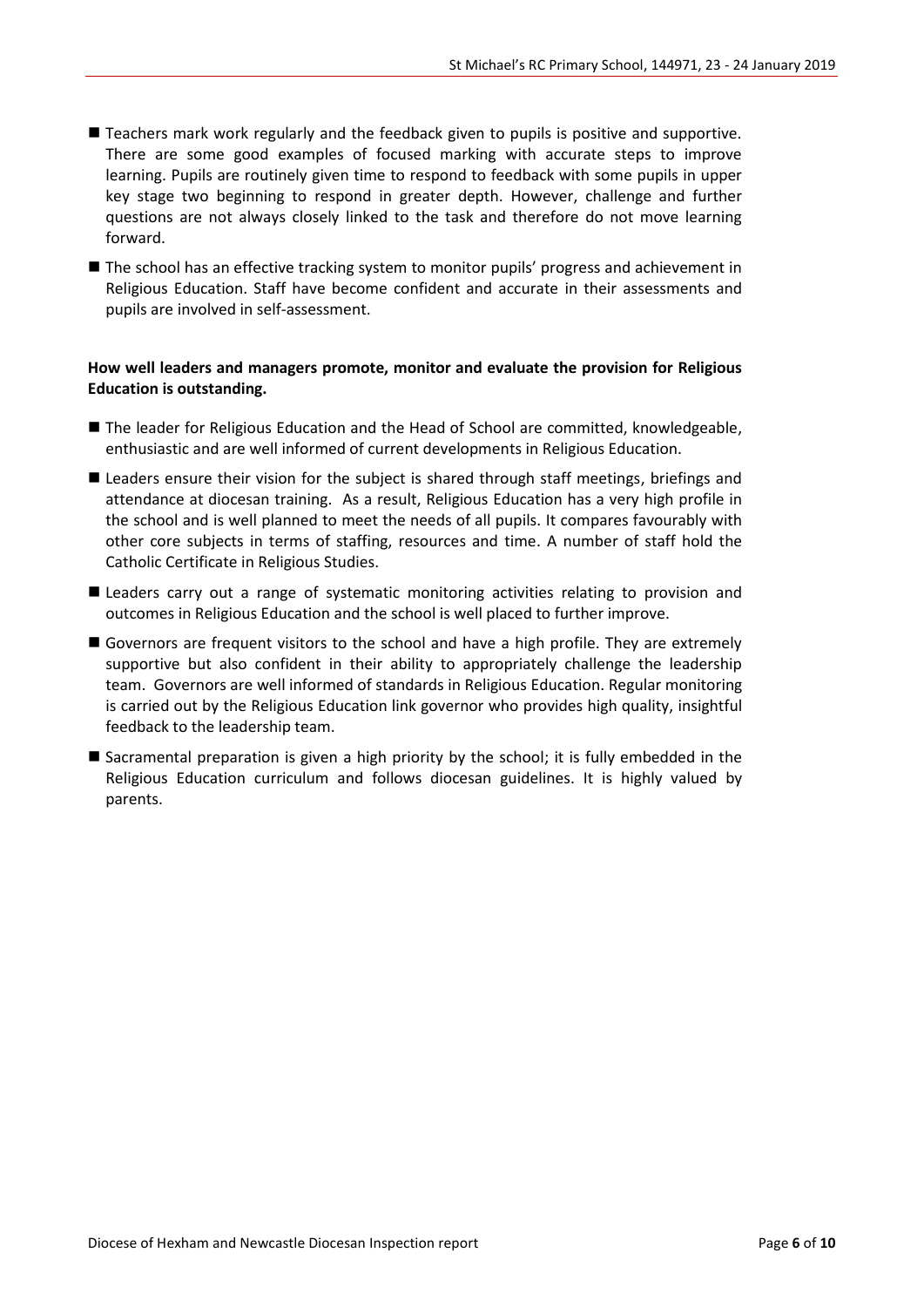- Teachers mark work regularly and the feedback given to pupils is positive and supportive. There are some good examples of focused marking with accurate steps to improve learning. Pupils are routinely given time to respond to feedback with some pupils in upper key stage two beginning to respond in greater depth. However, challenge and further questions are not always closely linked to the task and therefore do not move learning forward.
- The school has an effective tracking system to monitor pupils' progress and achievement in Religious Education. Staff have become confident and accurate in their assessments and pupils are involved in self-assessment.

**How well leaders and managers promote, monitor and evaluate the provision for Religious Education is outstanding.**

- The leader for Religious Education and the Head of School are committed, knowledgeable, enthusiastic and are well informed of current developments in Religious Education.
- Leaders ensure their vision for the subject is shared through staff meetings, briefings and attendance at diocesan training. As a result, Religious Education has a very high profile in the school and is well planned to meet the needs of all pupils. It compares favourably with other core subjects in terms of staffing, resources and time. A number of staff hold the Catholic Certificate in Religious Studies.
- Leaders carry out a range of systematic monitoring activities relating to provision and outcomes in Religious Education and the school is well placed to further improve.
- Governors are frequent visitors to the school and have a high profile. They are extremely supportive but also confident in their ability to appropriately challenge the leadership team. Governors are well informed of standards in Religious Education. Regular monitoring is carried out by the Religious Education link governor who provides high quality, insightful feedback to the leadership team.
- Sacramental preparation is given a high priority by the school; it is fully embedded in the Religious Education curriculum and follows diocesan guidelines. It is highly valued by parents.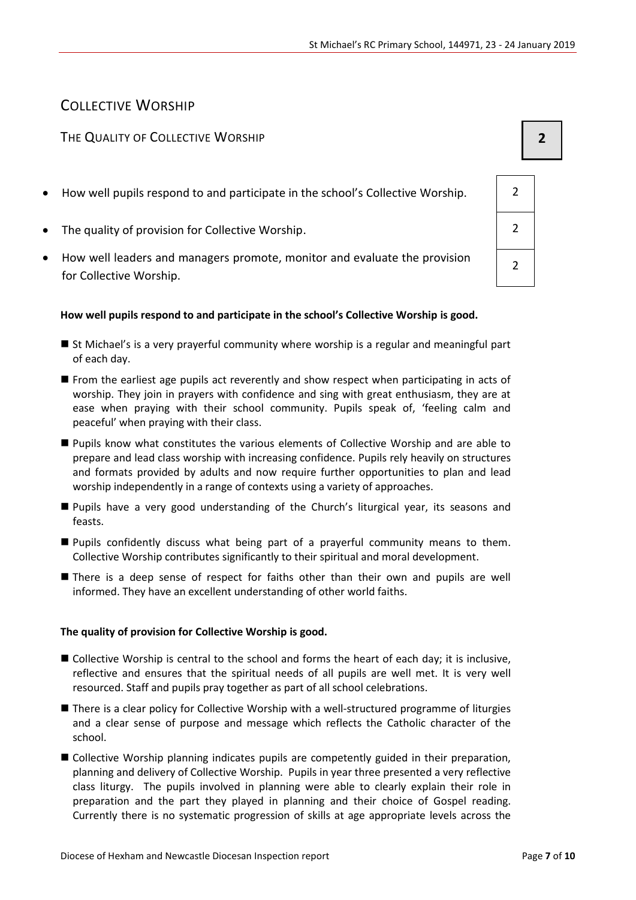# COLLECTIVE WORSHIP

## THE QUALITY OF COLLECTIVE WORSHIP

**2**

| | |
|---|---|
| How well pupils respond to and participate in the school's Collective Worship. | 2 |
| The quality of provision for Collective Worship. | 2 |
| How well leaders and managers promote, monitor and evaluate the provision for Collective Worship. | 2 |

**How well pupils respond to and participate in the school's Collective Worship is good.**

- St Michael's is a very prayerful community where worship is a regular and meaningful part of each day.
- From the earliest age pupils act reverently and show respect when participating in acts of worship. They join in prayers with confidence and sing with great enthusiasm, they are at ease when praying with their school community. Pupils speak of, 'feeling calm and peaceful' when praying with their class.
- Pupils know what constitutes the various elements of Collective Worship and are able to prepare and lead class worship with increasing confidence. Pupils rely heavily on structures and formats provided by adults and now require further opportunities to plan and lead worship independently in a range of contexts using a variety of approaches.
- Pupils have a very good understanding of the Church's liturgical year, its seasons and feasts.
- Pupils confidently discuss what being part of a prayerful community means to them. Collective Worship contributes significantly to their spiritual and moral development.
- There is a deep sense of respect for faiths other than their own and pupils are well informed. They have an excellent understanding of other world faiths.

**The quality of provision for Collective Worship is good.**

- Collective Worship is central to the school and forms the heart of each day; it is inclusive, reflective and ensures that the spiritual needs of all pupils are well met. It is very well resourced. Staff and pupils pray together as part of all school celebrations.
- There is a clear policy for Collective Worship with a well-structured programme of liturgies and a clear sense of purpose and message which reflects the Catholic character of the school.
- Collective Worship planning indicates pupils are competently guided in their preparation, planning and delivery of Collective Worship. Pupils in year three presented a very reflective class liturgy. The pupils involved in planning were able to clearly explain their role in preparation and the part they played in planning and their choice of Gospel reading. Currently there is no systematic progression of skills at age appropriate levels across the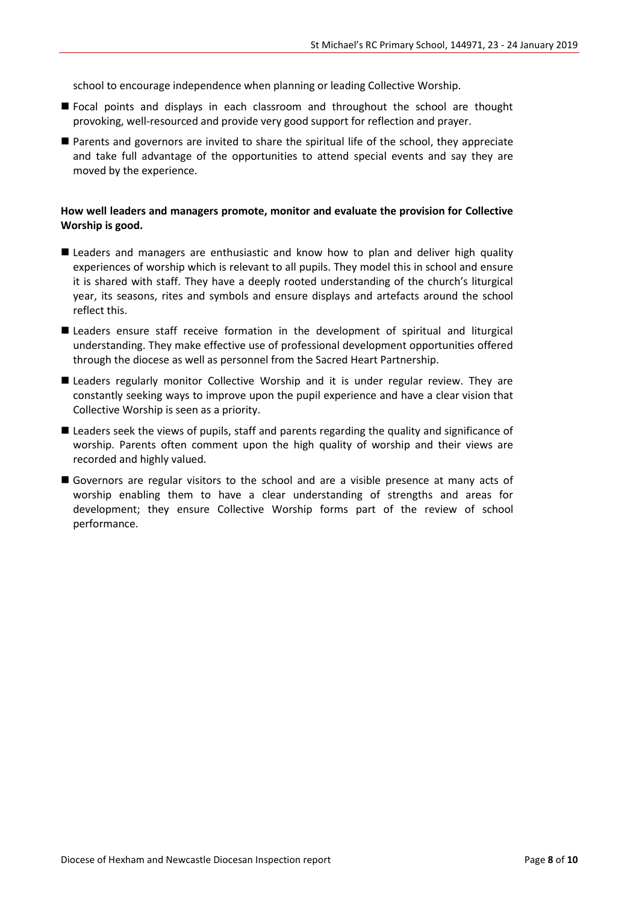school to encourage independence when planning or leading Collective Worship.

- Focal points and displays in each classroom and throughout the school are thought provoking, well-resourced and provide very good support for reflection and prayer.
- Parents and governors are invited to share the spiritual life of the school, they appreciate and take full advantage of the opportunities to attend special events and say they are moved by the experience.

**How well leaders and managers promote, monitor and evaluate the provision for Collective Worship is good.**

- Leaders and managers are enthusiastic and know how to plan and deliver high quality experiences of worship which is relevant to all pupils. They model this in school and ensure it is shared with staff. They have a deeply rooted understanding of the church's liturgical year, its seasons, rites and symbols and ensure displays and artefacts around the school reflect this.
- Leaders ensure staff receive formation in the development of spiritual and liturgical understanding. They make effective use of professional development opportunities offered through the diocese as well as personnel from the Sacred Heart Partnership.
- Leaders regularly monitor Collective Worship and it is under regular review. They are constantly seeking ways to improve upon the pupil experience and have a clear vision that Collective Worship is seen as a priority.
- Leaders seek the views of pupils, staff and parents regarding the quality and significance of worship. Parents often comment upon the high quality of worship and their views are recorded and highly valued.
- Governors are regular visitors to the school and are a visible presence at many acts of worship enabling them to have a clear understanding of strengths and areas for development; they ensure Collective Worship forms part of the review of school performance.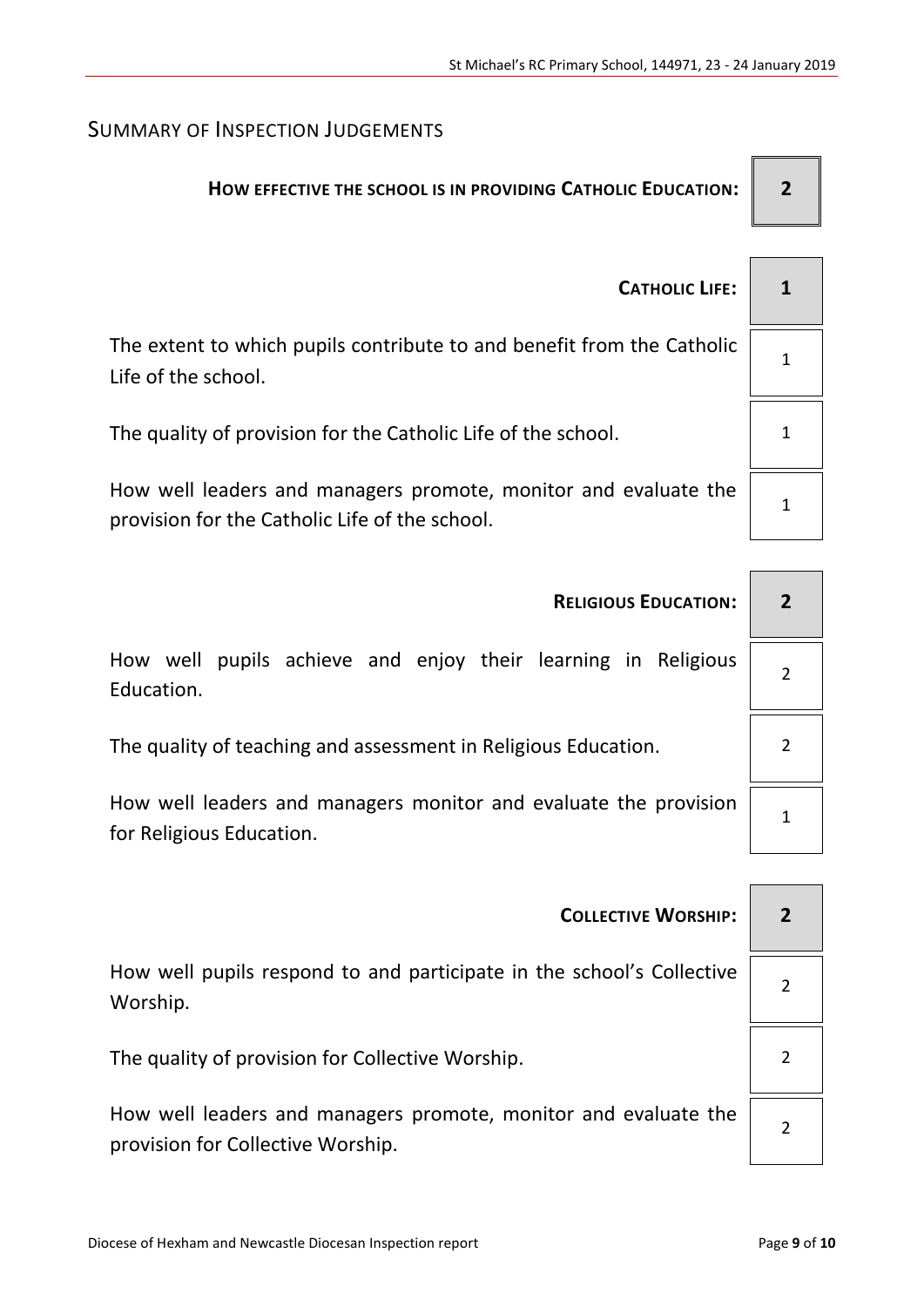## Summary of Inspection Judgements

| | |
|---|---|
| **How effective the school is in providing Catholic Education:** | **2** |
| **Catholic Life:** | **1** |
| The extent to which pupils contribute to and benefit from the Catholic Life of the school. | 1 |
| The quality of provision for the Catholic Life of the school. | 1 |
| How well leaders and managers promote, monitor and evaluate the provision for the Catholic Life of the school. | 1 |
| **Religious Education:** | **2** |
| How well pupils achieve and enjoy their learning in Religious Education. | 2 |
| The quality of teaching and assessment in Religious Education. | 2 |
| How well leaders and managers monitor and evaluate the provision for Religious Education. | 1 |
| **Collective Worship:** | **2** |
| How well pupils respond to and participate in the school's Collective Worship. | 2 |
| The quality of provision for Collective Worship. | 2 |
| How well leaders and managers promote, monitor and evaluate the provision for Collective Worship. | 2 |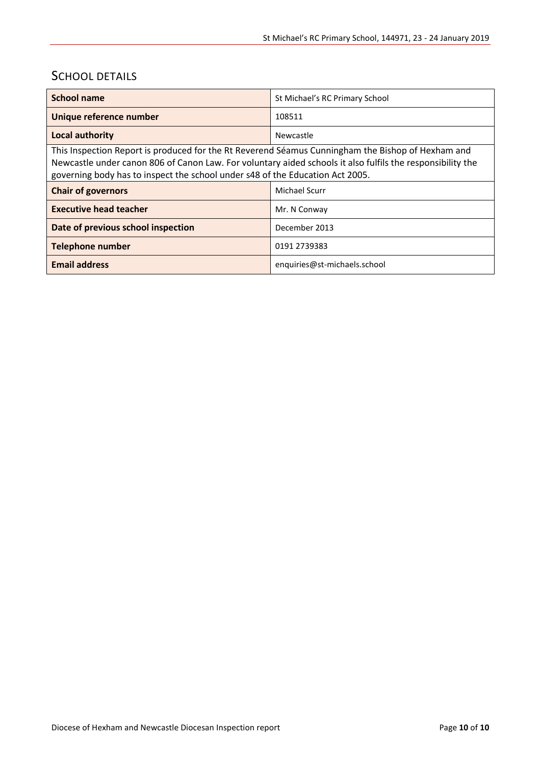## SCHOOL DETAILS

| | |
|---|---|
| **School name** | St Michael's RC Primary School |
| **Unique reference number** | 108511 |
| **Local authority** | Newcastle |
| This Inspection Report is produced for the Rt Reverend Séamus Cunningham the Bishop of Hexham and Newcastle under canon 806 of Canon Law. For voluntary aided schools it also fulfils the responsibility the governing body has to inspect the school under s48 of the Education Act 2005. | |
| **Chair of governors** | Michael Scurr |
| **Executive head teacher** | Mr. N Conway |
| **Date of previous school inspection** | December 2013 |
| **Telephone number** | 0191 2739383 |
| **Email address** | enquiries@st-michaels.school |